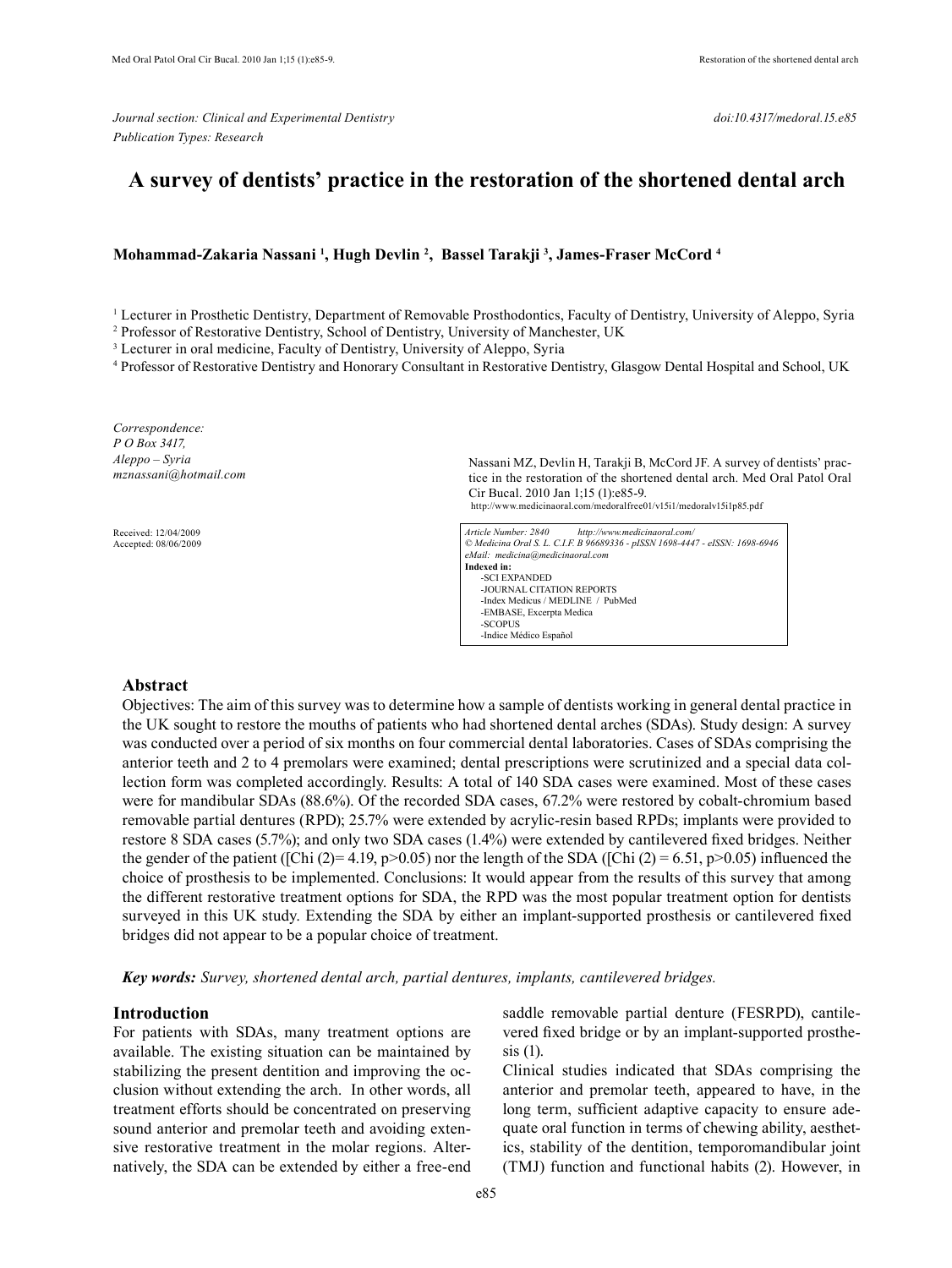*Journal section: Clinical and Experimental Dentistry*
*Publication Types: Research*

*doi:10.4317/medoral.15.e85*

# A survey of dentists' practice in the restoration of the shortened dental arch

**Mohammad-Zakaria Nassani [1], Hugh Devlin [2], Bassel Tarakji [3], James-Fraser McCord [4]**

[1] Lecturer in Prosthetic Dentistry, Department of Removable Prosthodontics, Faculty of Dentistry, University of Aleppo, Syria
[2] Professor of Restorative Dentistry, School of Dentistry, University of Manchester, UK
[3] Lecturer in oral medicine, Faculty of Dentistry, University of Aleppo, Syria
[4] Professor of Restorative Dentistry and Honorary Consultant in Restorative Dentistry, Glasgow Dental Hospital and School, UK

*Correspondence:*
*P O Box 3417,*
*Aleppo – Syria*
*mznassani@hotmail.com*

Received: 12/04/2009
Accepted: 08/06/2009

Nassani MZ, Devlin H, Tarakji B, McCord JF. A survey of dentists' practice in the restoration of the shortened dental arch. Med Oral Patol Oral Cir Bucal. 2010 Jan 1;15 (1):e85-9.
http://www.medicinaoral.com/medoralfree01/v15i1/medoralv15i1p85.pdf

*Article Number: 2840 http://www.medicinaoral.com/*
*© Medicina Oral S. L. C.I.F. B 96689336 - pISSN 1698-4447 - eISSN: 1698-6946*
*eMail: medicina@medicinaoral.com*
**Indexed in:**
-SCI EXPANDED
-JOURNAL CITATION REPORTS
-Index Medicus / MEDLINE / PubMed
-EMBASE, Excerpta Medica
-SCOPUS
-Indice Médico Español

## Abstract

Objectives: The aim of this survey was to determine how a sample of dentists working in general dental practice in the UK sought to restore the mouths of patients who had shortened dental arches (SDAs). Study design: A survey was conducted over a period of six months on four commercial dental laboratories. Cases of SDAs comprising the anterior teeth and 2 to 4 premolars were examined; dental prescriptions were scrutinized and a special data collection form was completed accordingly. Results: A total of 140 SDA cases were examined. Most of these cases were for mandibular SDAs (88.6%). Of the recorded SDA cases, 67.2% were restored by cobalt-chromium based removable partial dentures (RPD); 25.7% were extended by acrylic-resin based RPDs; implants were provided to restore 8 SDA cases (5.7%); and only two SDA cases (1.4%) were extended by cantilevered fixed bridges. Neither the gender of the patient ([Chi (2)= 4.19, $p>0.05$) nor the length of the SDA ([Chi (2) = 6.51, $p>0.05$) influenced the choice of prosthesis to be implemented. Conclusions: It would appear from the results of this survey that among the different restorative treatment options for SDA, the RPD was the most popular treatment option for dentists surveyed in this UK study. Extending the SDA by either an implant-supported prosthesis or cantilevered fixed bridges did not appear to be a popular choice of treatment.

***Key words:*** *Survey, shortened dental arch, partial dentures, implants, cantilevered bridges.*

## Introduction

For patients with SDAs, many treatment options are available. The existing situation can be maintained by stabilizing the present dentition and improving the occlusion without extending the arch. In other words, all treatment efforts should be concentrated on preserving sound anterior and premolar teeth and avoiding extensive restorative treatment in the molar regions. Alternatively, the SDA can be extended by either a free-end saddle removable partial denture (FESRPD), cantilevered fixed bridge or by an implant-supported prosthesis (1).

Clinical studies indicated that SDAs comprising the anterior and premolar teeth, appeared to have, in the long term, sufficient adaptive capacity to ensure adequate oral function in terms of chewing ability, aesthetics, stability of the dentition, temporomandibular joint (TMJ) function and functional habits (2). However, in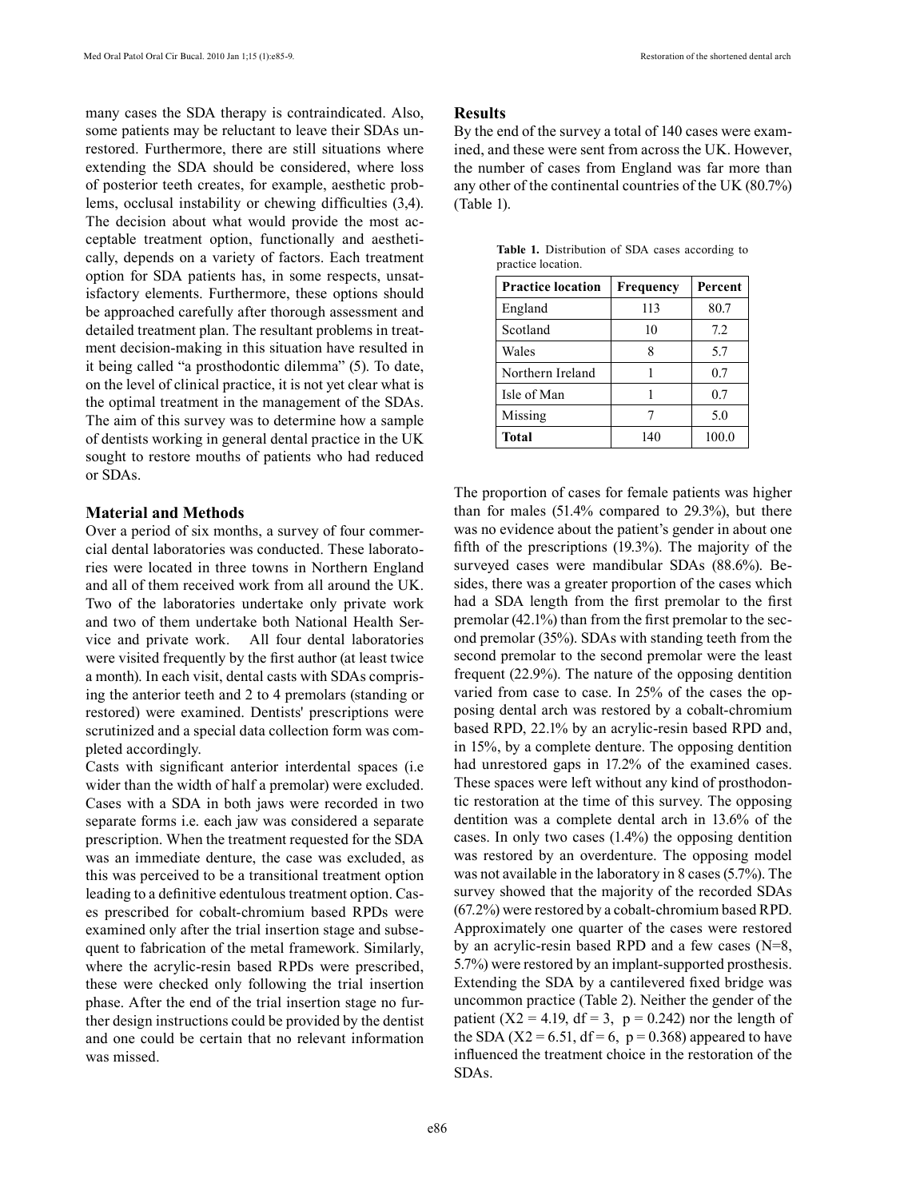many cases the SDA therapy is contraindicated. Also, some patients may be reluctant to leave their SDAs unrestored. Furthermore, there are still situations where extending the SDA should be considered, where loss of posterior teeth creates, for example, aesthetic problems, occlusal instability or chewing difficulties (3,4). The decision about what would provide the most acceptable treatment option, functionally and aesthetically, depends on a variety of factors. Each treatment option for SDA patients has, in some respects, unsatisfactory elements. Furthermore, these options should be approached carefully after thorough assessment and detailed treatment plan. The resultant problems in treatment decision-making in this situation have resulted in it being called "a prosthodontic dilemma" (5). To date, on the level of clinical practice, it is not yet clear what is the optimal treatment in the management of the SDAs. The aim of this survey was to determine how a sample of dentists working in general dental practice in the UK sought to restore mouths of patients who had reduced or SDAs.

## Material and Methods

Over a period of six months, a survey of four commercial dental laboratories was conducted. These laboratories were located in three towns in Northern England and all of them received work from all around the UK. Two of the laboratories undertake only private work and two of them undertake both National Health Service and private work. All four dental laboratories were visited frequently by the first author (at least twice a month). In each visit, dental casts with SDAs comprising the anterior teeth and 2 to 4 premolars (standing or restored) were examined. Dentists' prescriptions were scrutinized and a special data collection form was completed accordingly.

Casts with significant anterior interdental spaces (i.e wider than the width of half a premolar) were excluded. Cases with a SDA in both jaws were recorded in two separate forms i.e. each jaw was considered a separate prescription. When the treatment requested for the SDA was an immediate denture, the case was excluded, as this was perceived to be a transitional treatment option leading to a definitive edentulous treatment option. Cases prescribed for cobalt-chromium based RPDs were examined only after the trial insertion stage and subsequent to fabrication of the metal framework. Similarly, where the acrylic-resin based RPDs were prescribed, these were checked only following the trial insertion phase. After the end of the trial insertion stage no further design instructions could be provided by the dentist and one could be certain that no relevant information was missed.

## Results

By the end of the survey a total of 140 cases were examined, and these were sent from across the UK. However, the number of cases from England was far more than any other of the continental countries of the UK (80.7%) (Table 1).

**Table 1.** Distribution of SDA cases according to practice location.

| Practice location | Frequency | Percent |
|---|---|---|
| England | 113 | 80.7 |
| Scotland | 10 | 7.2 |
| Wales | 8 | 5.7 |
| Northern Ireland | 1 | 0.7 |
| Isle of Man | 1 | 0.7 |
| Missing | 7 | 5.0 |
| **Total** | 140 | 100.0 |

The proportion of cases for female patients was higher than for males (51.4% compared to 29.3%), but there was no evidence about the patient's gender in about one fifth of the prescriptions (19.3%). The majority of the surveyed cases were mandibular SDAs (88.6%). Besides, there was a greater proportion of the cases which had a SDA length from the first premolar to the first premolar (42.1%) than from the first premolar to the second premolar (35%). SDAs with standing teeth from the second premolar to the second premolar were the least frequent (22.9%). The nature of the opposing dentition varied from case to case. In 25% of the cases the opposing dental arch was restored by a cobalt-chromium based RPD, 22.1% by an acrylic-resin based RPD and, in 15%, by a complete denture. The opposing dentition had unrestored gaps in 17.2% of the examined cases. These spaces were left without any kind of prosthodontic restoration at the time of this survey. The opposing dentition was a complete dental arch in 13.6% of the cases. In only two cases (1.4%) the opposing dentition was restored by an overdenture. The opposing model was not available in the laboratory in 8 cases (5.7%). The survey showed that the majority of the recorded SDAs (67.2%) were restored by a cobalt-chromium based RPD. Approximately one quarter of the cases were restored by an acrylic-resin based RPD and a few cases (N=8, 5.7%) were restored by an implant-supported prosthesis. Extending the SDA by a cantilevered fixed bridge was uncommon practice (Table 2). Neither the gender of the patient ($X2 = 4.19$, $df = 3$, $p = 0.242$) nor the length of the SDA ($X2 = 6.51$, $df = 6$, $p = 0.368$) appeared to have influenced the treatment choice in the restoration of the SDAs.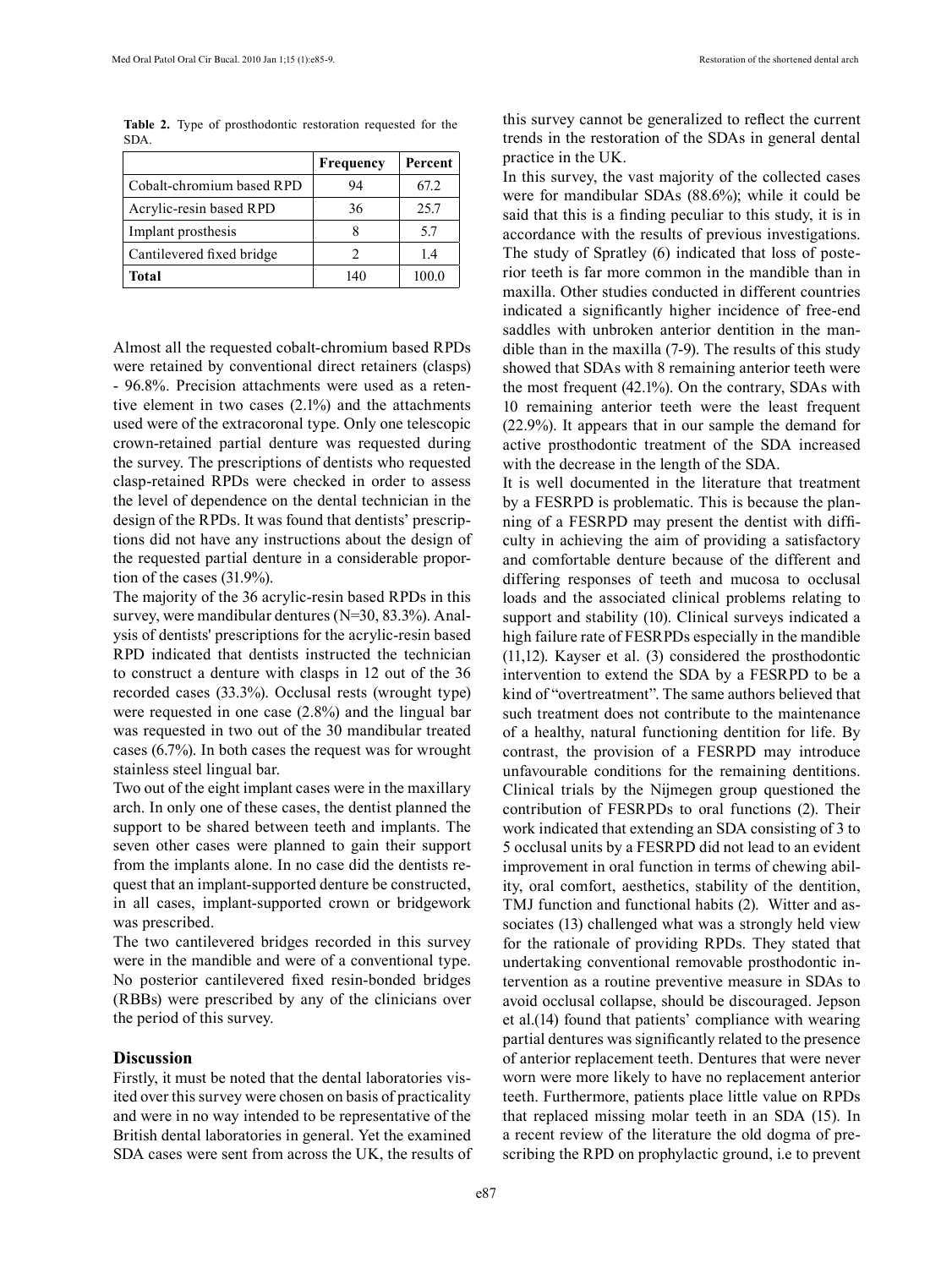**Table 2.** Type of prosthodontic restoration requested for the SDA.

| | Frequency | Percent |
|---|---|---|
| Cobalt-chromium based RPD | 94 | 67.2 |
| Acrylic-resin based RPD | 36 | 25.7 |
| Implant prosthesis | 8 | 5.7 |
| Cantilevered fixed bridge | 2 | 1.4 |
| **Total** | 140 | 100.0 |

Almost all the requested cobalt-chromium based RPDs were retained by conventional direct retainers (clasps) - 96.8%. Precision attachments were used as a retentive element in two cases (2.1%) and the attachments used were of the extracoronal type. Only one telescopic crown-retained partial denture was requested during the survey. The prescriptions of dentists who requested clasp-retained RPDs were checked in order to assess the level of dependence on the dental technician in the design of the RPDs. It was found that dentists' prescriptions did not have any instructions about the design of the requested partial denture in a considerable proportion of the cases (31.9%).

The majority of the 36 acrylic-resin based RPDs in this survey, were mandibular dentures (N=30, 83.3%). Analysis of dentists' prescriptions for the acrylic-resin based RPD indicated that dentists instructed the technician to construct a denture with clasps in 12 out of the 36 recorded cases (33.3%). Occlusal rests (wrought type) were requested in one case (2.8%) and the lingual bar was requested in two out of the 30 mandibular treated cases (6.7%). In both cases the request was for wrought stainless steel lingual bar.

Two out of the eight implant cases were in the maxillary arch. In only one of these cases, the dentist planned the support to be shared between teeth and implants. The seven other cases were planned to gain their support from the implants alone. In no case did the dentists request that an implant-supported denture be constructed, in all cases, implant-supported crown or bridgework was prescribed.

The two cantilevered bridges recorded in this survey were in the mandible and were of a conventional type. No posterior cantilevered fixed resin-bonded bridges (RBBs) were prescribed by any of the clinicians over the period of this survey.

## Discussion

Firstly, it must be noted that the dental laboratories visited over this survey were chosen on basis of practicality and were in no way intended to be representative of the British dental laboratories in general. Yet the examined SDA cases were sent from across the UK, the results of this survey cannot be generalized to reflect the current trends in the restoration of the SDAs in general dental practice in the UK.

In this survey, the vast majority of the collected cases were for mandibular SDAs (88.6%); while it could be said that this is a finding peculiar to this study, it is in accordance with the results of previous investigations. The study of Spratley (6) indicated that loss of posterior teeth is far more common in the mandible than in maxilla. Other studies conducted in different countries indicated a significantly higher incidence of free-end saddles with unbroken anterior dentition in the mandible than in the maxilla (7-9). The results of this study showed that SDAs with 8 remaining anterior teeth were the most frequent (42.1%). On the contrary, SDAs with 10 remaining anterior teeth were the least frequent (22.9%). It appears that in our sample the demand for active prosthodontic treatment of the SDA increased with the decrease in the length of the SDA.

It is well documented in the literature that treatment by a FESRPD is problematic. This is because the planning of a FESRPD may present the dentist with difficulty in achieving the aim of providing a satisfactory and comfortable denture because of the different and differing responses of teeth and mucosa to occlusal loads and the associated clinical problems relating to support and stability (10). Clinical surveys indicated a high failure rate of FESRPDs especially in the mandible (11,12). Kayser et al. (3) considered the prosthodontic intervention to extend the SDA by a FESRPD to be a kind of "overtreatment". The same authors believed that such treatment does not contribute to the maintenance of a healthy, natural functioning dentition for life. By contrast, the provision of a FESRPD may introduce unfavourable conditions for the remaining dentitions. Clinical trials by the Nijmegen group questioned the contribution of FESRPDs to oral functions (2). Their work indicated that extending an SDA consisting of 3 to 5 occlusal units by a FESRPD did not lead to an evident improvement in oral function in terms of chewing ability, oral comfort, aesthetics, stability of the dentition, TMJ function and functional habits (2). Witter and associates (13) challenged what was a strongly held view for the rationale of providing RPDs. They stated that undertaking conventional removable prosthodontic intervention as a routine preventive measure in SDAs to avoid occlusal collapse, should be discouraged. Jepson et al.(14) found that patients' compliance with wearing partial dentures was significantly related to the presence of anterior replacement teeth. Dentures that were never worn were more likely to have no replacement anterior teeth. Furthermore, patients place little value on RPDs that replaced missing molar teeth in an SDA (15). In a recent review of the literature the old dogma of prescribing the RPD on prophylactic ground, i.e to prevent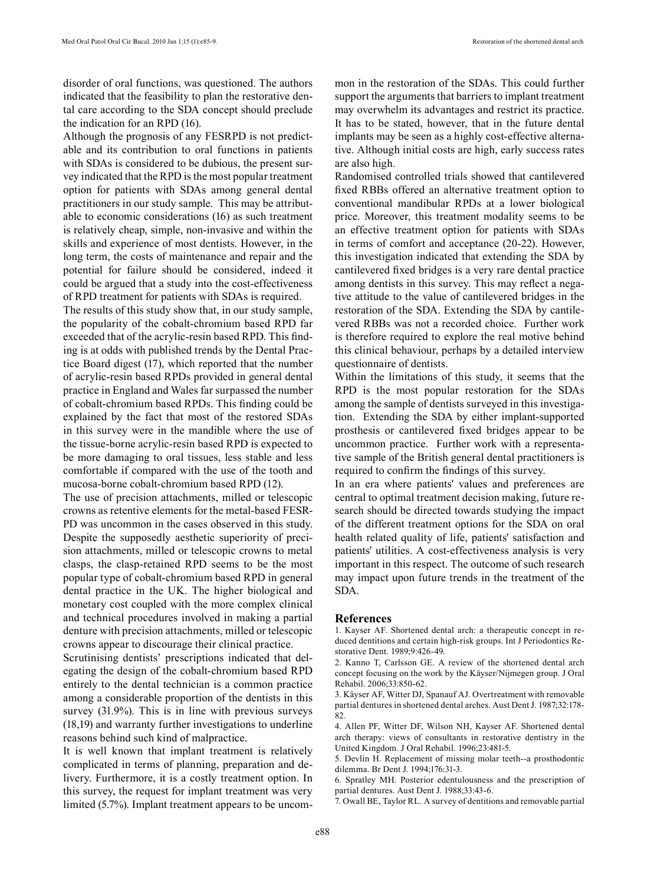disorder of oral functions, was questioned. The authors indicated that the feasibility to plan the restorative dental care according to the SDA concept should preclude the indication for an RPD (16).

Although the prognosis of any FESRPD is not predictable and its contribution to oral functions in patients with SDAs is considered to be dubious, the present survey indicated that the RPD is the most popular treatment option for patients with SDAs among general dental practitioners in our study sample. This may be attributable to economic considerations (16) as such treatment is relatively cheap, simple, non-invasive and within the skills and experience of most dentists. However, in the long term, the costs of maintenance and repair and the potential for failure should be considered, indeed it could be argued that a study into the cost-effectiveness of RPD treatment for patients with SDAs is required.

The results of this study show that, in our study sample, the popularity of the cobalt-chromium based RPD far exceeded that of the acrylic-resin based RPD. This finding is at odds with published trends by the Dental Practice Board digest (17), which reported that the number of acrylic-resin based RPDs provided in general dental practice in England and Wales far surpassed the number of cobalt-chromium based RPDs. This finding could be explained by the fact that most of the restored SDAs in this survey were in the mandible where the use of the tissue-borne acrylic-resin based RPD is expected to be more damaging to oral tissues, less stable and less comfortable if compared with the use of the tooth and mucosa-borne cobalt-chromium based RPD (12).

The use of precision attachments, milled or telescopic crowns as retentive elements for the metal-based FESRPD was uncommon in the cases observed in this study. Despite the supposedly aesthetic superiority of precision attachments, milled or telescopic crowns to metal clasps, the clasp-retained RPD seems to be the most popular type of cobalt-chromium based RPD in general dental practice in the UK. The higher biological and monetary cost coupled with the more complex clinical and technical procedures involved in making a partial denture with precision attachments, milled or telescopic crowns appear to discourage their clinical practice.

Scrutinising dentists' prescriptions indicated that delegating the design of the cobalt-chromium based RPD entirely to the dental technician is a common practice among a considerable proportion of the dentists in this survey (31.9%). This is in line with previous surveys (18,19) and warranty further investigations to underline reasons behind such kind of malpractice.

It is well known that implant treatment is relatively complicated in terms of planning, preparation and delivery. Furthermore, it is a costly treatment option. In this survey, the request for implant treatment was very limited (5.7%). Implant treatment appears to be uncommon in the restoration of the SDAs. This could further support the arguments that barriers to implant treatment may overwhelm its advantages and restrict its practice. It has to be stated, however, that in the future dental implants may be seen as a highly cost-effective alternative. Although initial costs are high, early success rates are also high.

Randomised controlled trials showed that cantilevered fixed RBBs offered an alternative treatment option to conventional mandibular RPDs at a lower biological price. Moreover, this treatment modality seems to be an effective treatment option for patients with SDAs in terms of comfort and acceptance (20-22). However, this investigation indicated that extending the SDA by cantilevered fixed bridges is a very rare dental practice among dentists in this survey. This may reflect a negative attitude to the value of cantilevered bridges in the restoration of the SDA. Extending the SDA by cantilevered RBBs was not a recorded choice. Further work is therefore required to explore the real motive behind this clinical behaviour, perhaps by a detailed interview questionnaire of dentists.

Within the limitations of this study, it seems that the RPD is the most popular restoration for the SDAs among the sample of dentists surveyed in this investigation. Extending the SDA by either implant-supported prosthesis or cantilevered fixed bridges appear to be uncommon practice. Further work with a representative sample of the British general dental practitioners is required to confirm the findings of this survey.

In an era where patients' values and preferences are central to optimal treatment decision making, future research should be directed towards studying the impact of the different treatment options for the SDA on oral health related quality of life, patients' satisfaction and patients' utilities. A cost-effectiveness analysis is very important in this respect. The outcome of such research may impact upon future trends in the treatment of the SDA.

## References

1. Kayser AF. Shortened dental arch: a therapeutic concept in reduced dentitions and certain high-risk groups. Int J Periodontics Restorative Dent. 1989;9:426-49.
2. Kanno T, Carlsson GE. A review of the shortened dental arch concept focusing on the work by the Käyser/Nijmegen group. J Oral Rehabil. 2006;33:850-62.
3. Käyser AF, Witter DJ, Spanauf AJ. Overtreatment with removable partial dentures in shortened dental arches. Aust Dent J. 1987;32:178-82.
4. Allen PF, Witter DF, Wilson NH, Kayser AF. Shortened dental arch therapy: views of consultants in restorative dentistry in the United Kingdom. J Oral Rehabil. 1996;23:481-5.
5. Devlin H. Replacement of missing molar teeth--a prosthodontic dilemma. Br Dent J. 1994;176:31-3.
6. Spratley MH. Posterior edentulousness and the prescription of partial dentures. Aust Dent J. 1988;33:43-6.
7. Owall BE, Taylor RL. A survey of dentitions and removable partial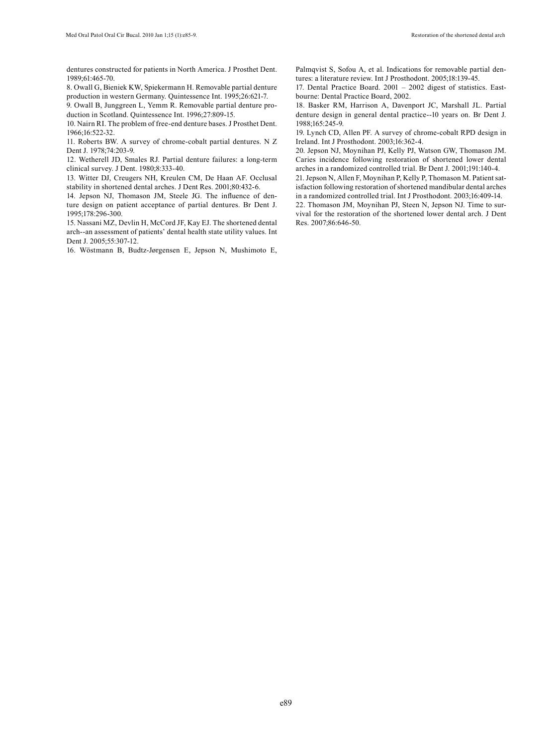dentures constructed for patients in North America. J Prosthet Dent. 1989;61:465-70.

8. Owall G, Bieniek KW, Spiekermann H. Removable partial denture production in western Germany. Quintessence Int. 1995;26:621-7.

9. Owall B, Junggreen L, Yemm R. Removable partial denture production in Scotland. Quintessence Int. 1996;27:809-15.

10. Nairn RI. The problem of free-end denture bases. J Prosthet Dent. 1966;16:522-32.

11. Roberts BW. A survey of chrome-cobalt partial dentures. N Z Dent J. 1978;74:203-9.

12. Wetherell JD, Smales RJ. Partial denture failures: a long-term clinical survey. J Dent. 1980;8:333-40.

13. Witter DJ, Creugers NH, Kreulen CM, De Haan AF. Occlusal stability in shortened dental arches. J Dent Res. 2001;80:432-6.

14. Jepson NJ, Thomason JM, Steele JG. The influence of denture design on patient acceptance of partial dentures. Br Dent J. 1995;178:296-300.

15. Nassani MZ, Devlin H, McCord JF, Kay EJ. The shortened dental arch--an assessment of patients' dental health state utility values. Int Dent J. 2005;55:307-12.

16. Wöstmann B, Budtz-Jørgensen E, Jepson N, Mushimoto E, Palmqvist S, Sofou A, et al. Indications for removable partial dentures: a literature review. Int J Prosthodont. 2005;18:139-45.

17. Dental Practice Board. 2001 – 2002 digest of statistics. Eastbourne: Dental Practice Board, 2002.

18. Basker RM, Harrison A, Davenport JC, Marshall JL. Partial denture design in general dental practice--10 years on. Br Dent J. 1988;165:245-9.

19. Lynch CD, Allen PF. A survey of chrome-cobalt RPD design in Ireland. Int J Prosthodont. 2003;16:362-4.

20. Jepson NJ, Moynihan PJ, Kelly PJ, Watson GW, Thomason JM. Caries incidence following restoration of shortened lower dental arches in a randomized controlled trial. Br Dent J. 2001;191:140-4.

21. Jepson N, Allen F, Moynihan P, Kelly P, Thomason M. Patient satisfaction following restoration of shortened mandibular dental arches in a randomized controlled trial. Int J Prosthodont. 2003;16:409-14.

22. Thomason JM, Moynihan PJ, Steen N, Jepson NJ. Time to survival for the restoration of the shortened lower dental arch. J Dent Res. 2007;86:646-50.